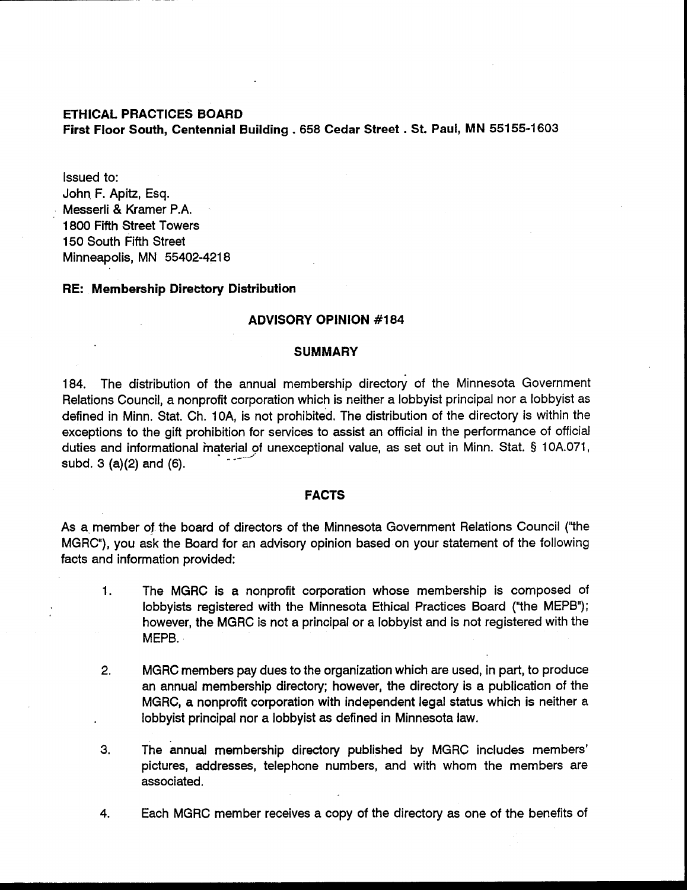**ETHICAL PRACTICES BOARD**
**First Floor South, Centennial Building . 658 Cedar Street . St. Paul, MN 55155-1603**

Issued to:
John F. Apitz, Esq.
Messerli & Kramer P.A.
1800 Fifth Street Towers
150 South Fifth Street
Minneapolis, MN 55402-4218

**RE: Membership Directory Distribution**

## ADVISORY OPINION #184

### SUMMARY

184. The distribution of the annual membership directory of the Minnesota Government Relations Council, a nonprofit corporation which is neither a lobbyist principal nor a lobbyist as defined in Minn. Stat. Ch. 10A, is not prohibited. The distribution of the directory is within the exceptions to the gift prohibition for services to assist an official in the performance of official duties and informational material of unexceptional value, as set out in Minn. Stat. § 10A.071, subd. 3 (a)(2) and (6).

### FACTS

As a member of the board of directors of the Minnesota Government Relations Council ("the MGRC"), you ask the Board for an advisory opinion based on your statement of the following facts and information provided:

1. The MGRC is a nonprofit corporation whose membership is composed of lobbyists registered with the Minnesota Ethical Practices Board ("the MEPB"); however, the MGRC is not a principal or a lobbyist and is not registered with the MEPB.

2. MGRC members pay dues to the organization which are used, in part, to produce an annual membership directory; however, the directory is a publication of the MGRC, a nonprofit corporation with independent legal status which is neither a lobbyist principal nor a lobbyist as defined in Minnesota law.

3. The annual membership directory published by MGRC includes members' pictures, addresses, telephone numbers, and with whom the members are associated.

4. Each MGRC member receives a copy of the directory as one of the benefits of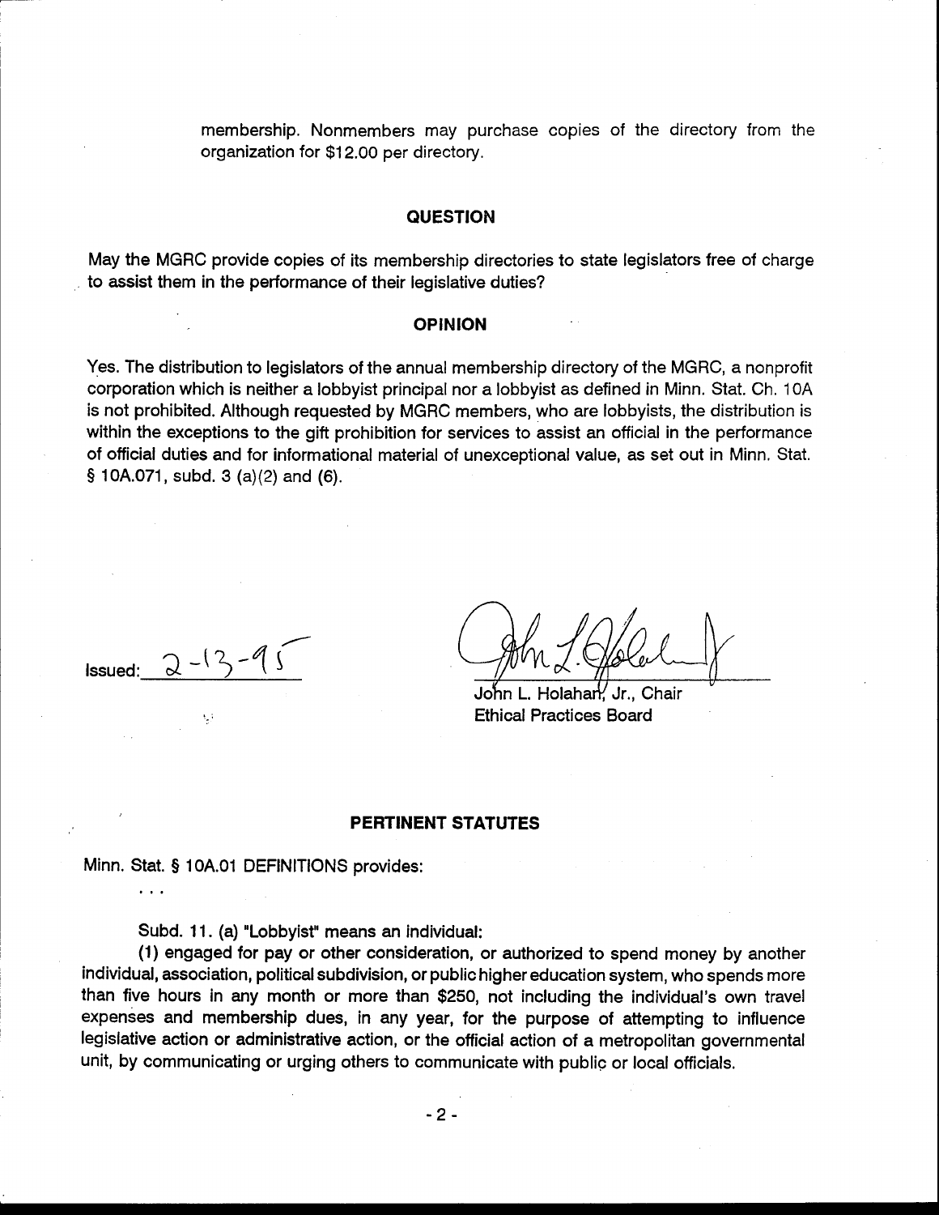membership. Nonmembers may purchase copies of the directory from the organization for $12.00 per directory.

## QUESTION

May the MGRC provide copies of its membership directories to state legislators free of charge to assist them in the performance of their legislative duties?

## OPINION

Yes. The distribution to legislators of the annual membership directory of the MGRC, a nonprofit corporation which is neither a lobbyist principal nor a lobbyist as defined in Minn. Stat. Ch. 10A is not prohibited. Although requested by MGRC members, who are lobbyists, the distribution is within the exceptions to the gift prohibition for services to assist an official in the performance of official duties and for informational material of unexceptional value, as set out in Minn. Stat. § 10A.071, subd. 3 (a)(2) and (6).

Issued: 2-13-95

John L. Holahan, Jr., Chair
Ethical Practices Board

## PERTINENT STATUTES

Minn. Stat. § 10A.01 DEFINITIONS provides:

. . .

Subd. 11. (a) "Lobbyist" means an individual:

(1) engaged for pay or other consideration, or authorized to spend money by another individual, association, political subdivision, or public higher education system, who spends more than five hours in any month or more than $250, not including the individual's own travel expenses and membership dues, in any year, for the purpose of attempting to influence legislative action or administrative action, or the official action of a metropolitan governmental unit, by communicating or urging others to communicate with public or local officials.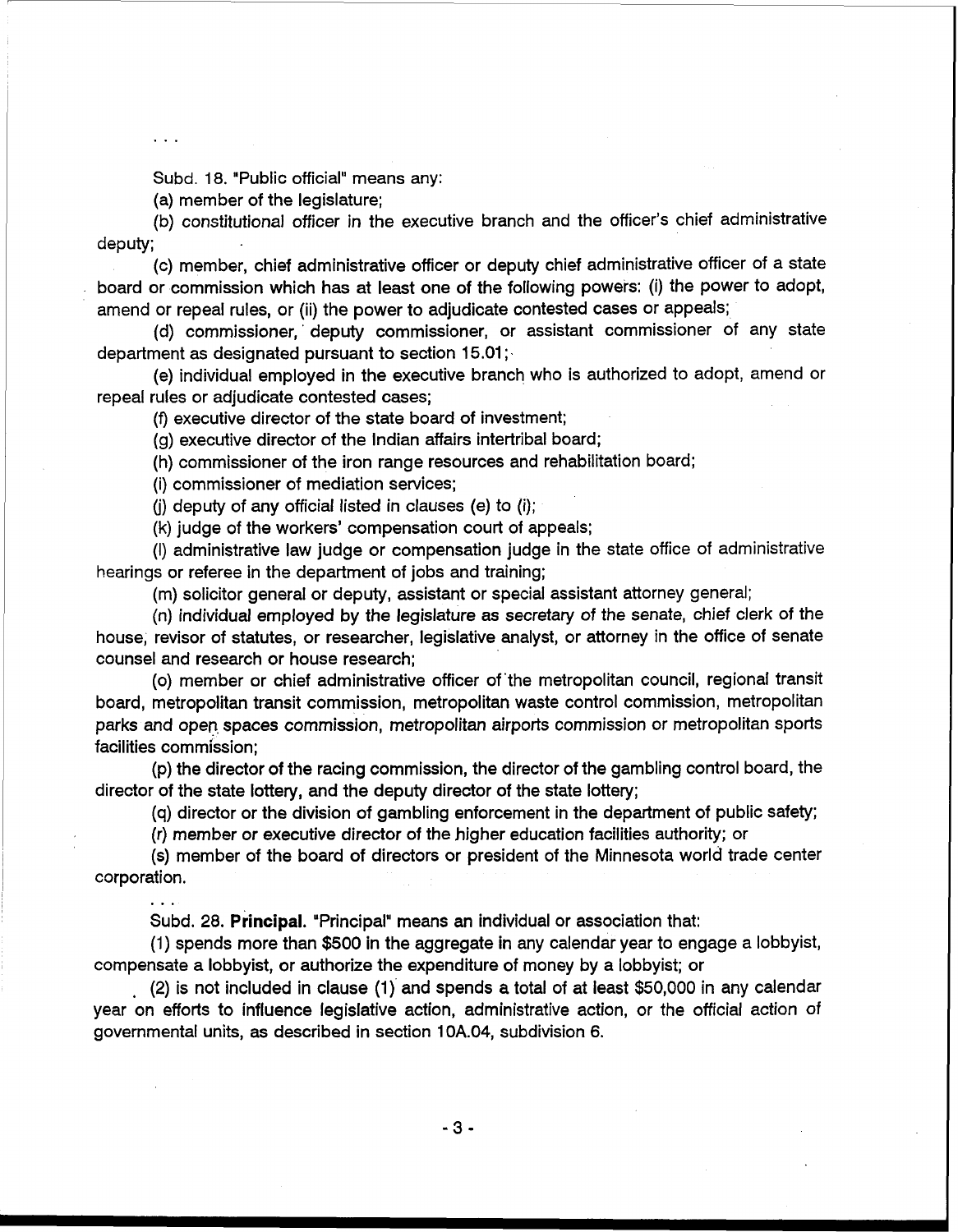. . .

Subd. 18. "Public official" means any:

(a) member of the legislature;

(b) constitutional officer in the executive branch and the officer's chief administrative deputy;

(c) member, chief administrative officer or deputy chief administrative officer of a state board or commission which has at least one of the following powers: (i) the power to adopt, amend or repeal rules, or (ii) the power to adjudicate contested cases or appeals;

(d) commissioner, deputy commissioner, or assistant commissioner of any state department as designated pursuant to section 15.01;

(e) individual employed in the executive branch who is authorized to adopt, amend or repeal rules or adjudicate contested cases;

(f) executive director of the state board of investment;

(g) executive director of the Indian affairs intertribal board;

(h) commissioner of the iron range resources and rehabilitation board;

(i) commissioner of mediation services;

(j) deputy of any official listed in clauses (e) to (i);

(k) judge of the workers' compensation court of appeals;

(l) administrative law judge or compensation judge in the state office of administrative hearings or referee in the department of jobs and training;

(m) solicitor general or deputy, assistant or special assistant attorney general;

(n) individual employed by the legislature as secretary of the senate, chief clerk of the house, revisor of statutes, or researcher, legislative analyst, or attorney in the office of senate counsel and research or house research;

(o) member or chief administrative officer of the metropolitan council, regional transit board, metropolitan transit commission, metropolitan waste control commission, metropolitan parks and open spaces commission, metropolitan airports commission or metropolitan sports facilities commission;

(p) the director of the racing commission, the director of the gambling control board, the director of the state lottery, and the deputy director of the state lottery;

(q) director or the division of gambling enforcement in the department of public safety;

(r) member or executive director of the higher education facilities authority; or

(s) member of the board of directors or president of the Minnesota world trade center corporation.

. . .

Subd. 28. **Principal.** "Principal" means an individual or association that:

(1) spends more than $500 in the aggregate in any calendar year to engage a lobbyist, compensate a lobbyist, or authorize the expenditure of money by a lobbyist; or

(2) is not included in clause (1) and spends a total of at least $50,000 in any calendar year on efforts to influence legislative action, administrative action, or the official action of governmental units, as described in section 10A.04, subdivision 6.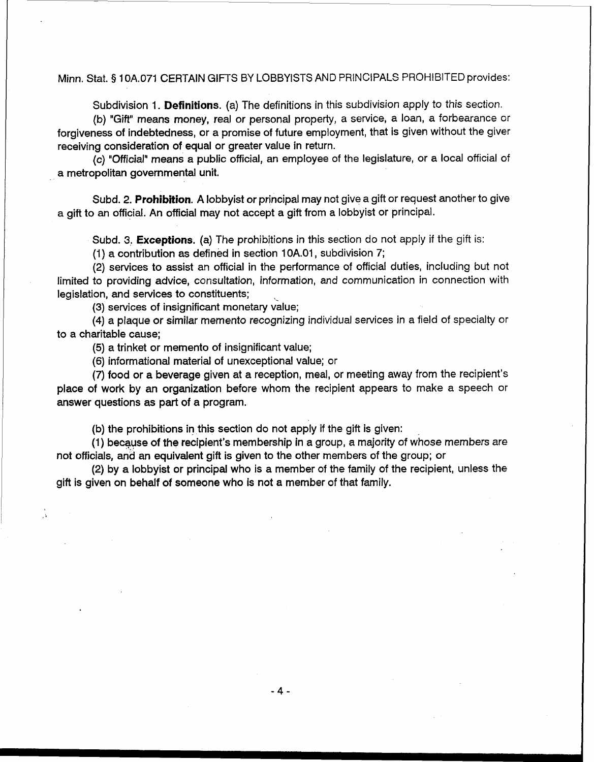Minn. Stat. § 10A.071 CERTAIN GIFTS BY LOBBYISTS AND PRINCIPALS PROHIBITED provides:

Subdivision 1. **Definitions.** (a) The definitions in this subdivision apply to this section.

(b) "Gift" means money, real or personal property, a service, a loan, a forbearance or forgiveness of indebtedness, or a promise of future employment, that is given without the giver receiving consideration of equal or greater value in return.

(c) "Official" means a public official, an employee of the legislature, or a local official of a metropolitan governmental unit.

Subd. 2. **Prohibition.** A lobbyist or principal may not give a gift or request another to give a gift to an official. An official may not accept a gift from a lobbyist or principal.

Subd. 3. **Exceptions.** (a) The prohibitions in this section do not apply if the gift is:

(1) a contribution as defined in section 10A.01, subdivision 7;

(2) services to assist an official in the performance of official duties, including but not limited to providing advice, consultation, information, and communication in connection with legislation, and services to constituents;

(3) services of insignificant monetary value;

(4) a plaque or similar memento recognizing individual services in a field of specialty or to a charitable cause;

(5) a trinket or memento of insignificant value;

(6) informational material of unexceptional value; or

(7) food or a beverage given at a reception, meal, or meeting away from the recipient's place of work by an organization before whom the recipient appears to make a speech or answer questions as part of a program.

(b) the prohibitions in this section do not apply if the gift is given:

(1) because of the recipient's membership in a group, a majority of whose members are not officials, and an equivalent gift is given to the other members of the group; or

(2) by a lobbyist or principal who is a member of the family of the recipient, unless the gift is given on behalf of someone who is not a member of that family.